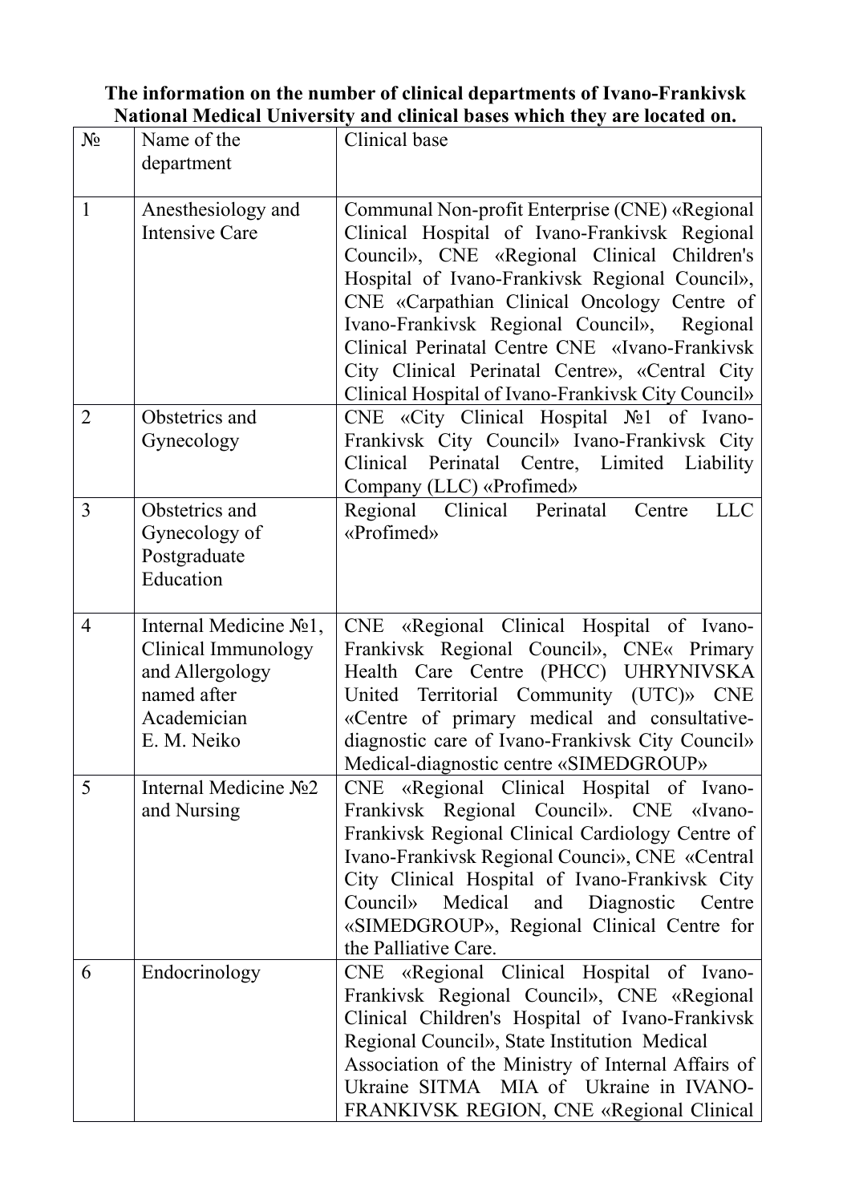**The information on the number of clinical departments of Ivano-Frankivsk National Medical University and clinical bases which they are located on.**

| № | Name of the department | Clinical base |
|---|---|---|
| 1 | Anesthesiology and Intensive Care | Communal Non-profit Enterprise (CNE) «Regional Clinical Hospital of Ivano-Frankivsk Regional Council», CNE «Regional Clinical Children's Hospital of Ivano-Frankivsk Regional Council», CNE «Carpathian Clinical Oncology Centre of Ivano-Frankivsk Regional Council», Regional Clinical Perinatal Centre CNE «Ivano-Frankivsk City Clinical Perinatal Centre», «Central City Clinical Hospital of Ivano-Frankivsk City Council» |
| 2 | Obstetrics and Gynecology | CNE «City Clinical Hospital №1 of Ivano-Frankivsk City Council» Ivano-Frankivsk City Clinical Perinatal Centre, Limited Liability Company (LLC) «Profimed» |
| 3 | Obstetrics and Gynecology of Postgraduate Education | Regional Clinical Perinatal Centre LLC «Profimed» |
| 4 | Internal Medicine №1, Clinical Immunology and Allergology named after Academician E. M. Neiko | CNE «Regional Clinical Hospital of Ivano-Frankivsk Regional Council», CNE« Primary Health Care Centre (PHCC) UHRYNIVSKA United Territorial Community (UTC)» CNE «Centre of primary medical and consultative-diagnostic care of Ivano-Frankivsk City Council» Medical-diagnostic centre «SIMEDGROUP» |
| 5 | Internal Medicine №2 and Nursing | CNE «Regional Clinical Hospital of Ivano-Frankivsk Regional Council». CNE «Ivano-Frankivsk Regional Clinical Cardiology Centre of Ivano-Frankivsk Regional Counci», CNE «Central City Clinical Hospital of Ivano-Frankivsk City Council» Medical and Diagnostic Centre «SIMEDGROUP», Regional Clinical Centre for the Palliative Care. |
| 6 | Endocrinology | CNE «Regional Clinical Hospital of Ivano-Frankivsk Regional Council», CNE «Regional Clinical Children's Hospital of Ivano-Frankivsk Regional Council», State Institution Medical Association of the Ministry of Internal Affairs of Ukraine SITMA MIA of Ukraine in IVANO-FRANKIVSK REGION, CNE «Regional Clinical |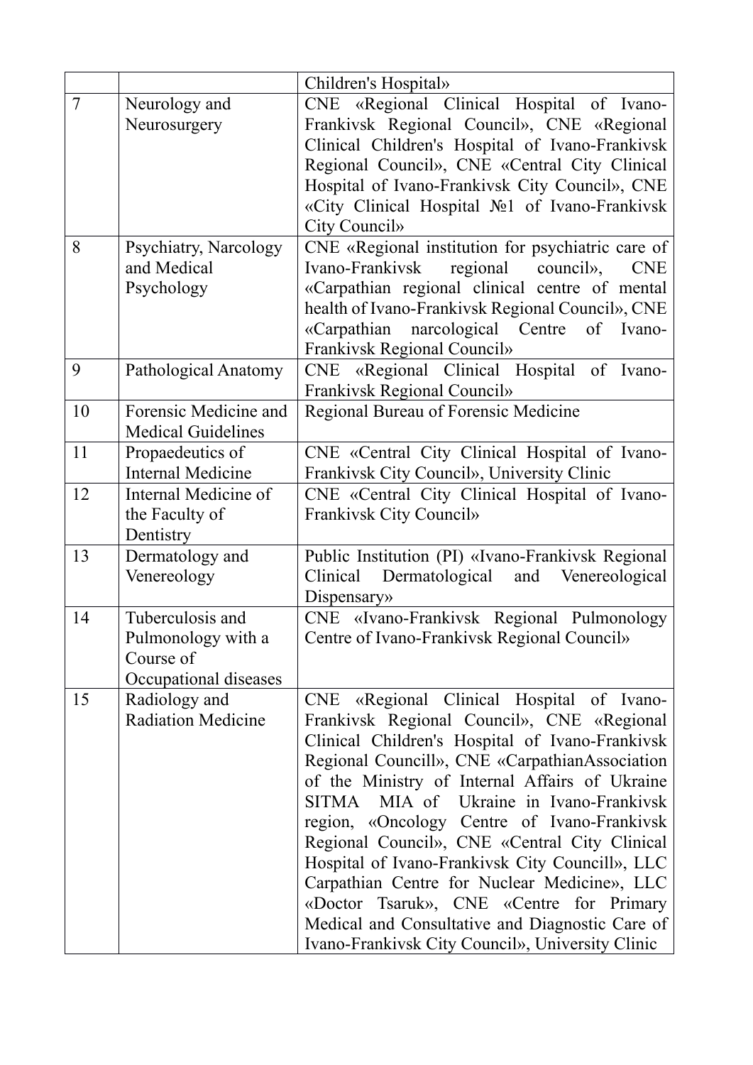| | | Children's Hospital» |
|---|---|---|
| 7 | Neurology and Neurosurgery | CNE «Regional Clinical Hospital of Ivano-Frankivsk Regional Council», CNE «Regional Clinical Children's Hospital of Ivano-Frankivsk Regional Council», CNE «Central City Clinical Hospital of Ivano-Frankivsk City Council», CNE «City Clinical Hospital №1 of Ivano-Frankivsk City Council» |
| 8 | Psychiatry, Narcology and Medical Psychology | CNE «Regional institution for psychiatric care of Ivano-Frankivsk regional council», CNE «Carpathian regional clinical centre of mental health of Ivano-Frankivsk Regional Council», CNE «Carpathian narcological Centre of Ivano-Frankivsk Regional Council» |
| 9 | Pathological Anatomy | CNE «Regional Clinical Hospital of Ivano-Frankivsk Regional Council» |
| 10 | Forensic Medicine and Medical Guidelines | Regional Bureau of Forensic Medicine |
| 11 | Propaedeutics of Internal Medicine | CNE «Central City Clinical Hospital of Ivano-Frankivsk City Council», University Clinic |
| 12 | Internal Medicine of the Faculty of Dentistry | CNE «Central City Clinical Hospital of Ivano-Frankivsk City Council» |
| 13 | Dermatology and Venereology | Public Institution (PI) «Ivano-Frankivsk Regional Clinical Dermatological and Venereological Dispensary» |
| 14 | Tuberculosis and Pulmonology with a Course of Occupational diseases | CNE «Ivano-Frankivsk Regional Pulmonology Centre of Ivano-Frankivsk Regional Council» |
| 15 | Radiology and Radiation Medicine | CNE «Regional Clinical Hospital of Ivano-Frankivsk Regional Council», CNE «Regional Clinical Children's Hospital of Ivano-Frankivsk Regional Councill», CNE «CarpathianAssociation of the Ministry of Internal Affairs of Ukraine SITMA MIA of Ukraine in Ivano-Frankivsk region, «Oncology Centre of Ivano-Frankivsk Regional Council», CNE «Central City Clinical Hospital of Ivano-Frankivsk City Councill», LLC Carpathian Centre for Nuclear Medicine», LLC «Doctor Tsaruk», CNE «Centre for Primary Medical and Consultative and Diagnostic Care of Ivano-Frankivsk City Council», University Clinic |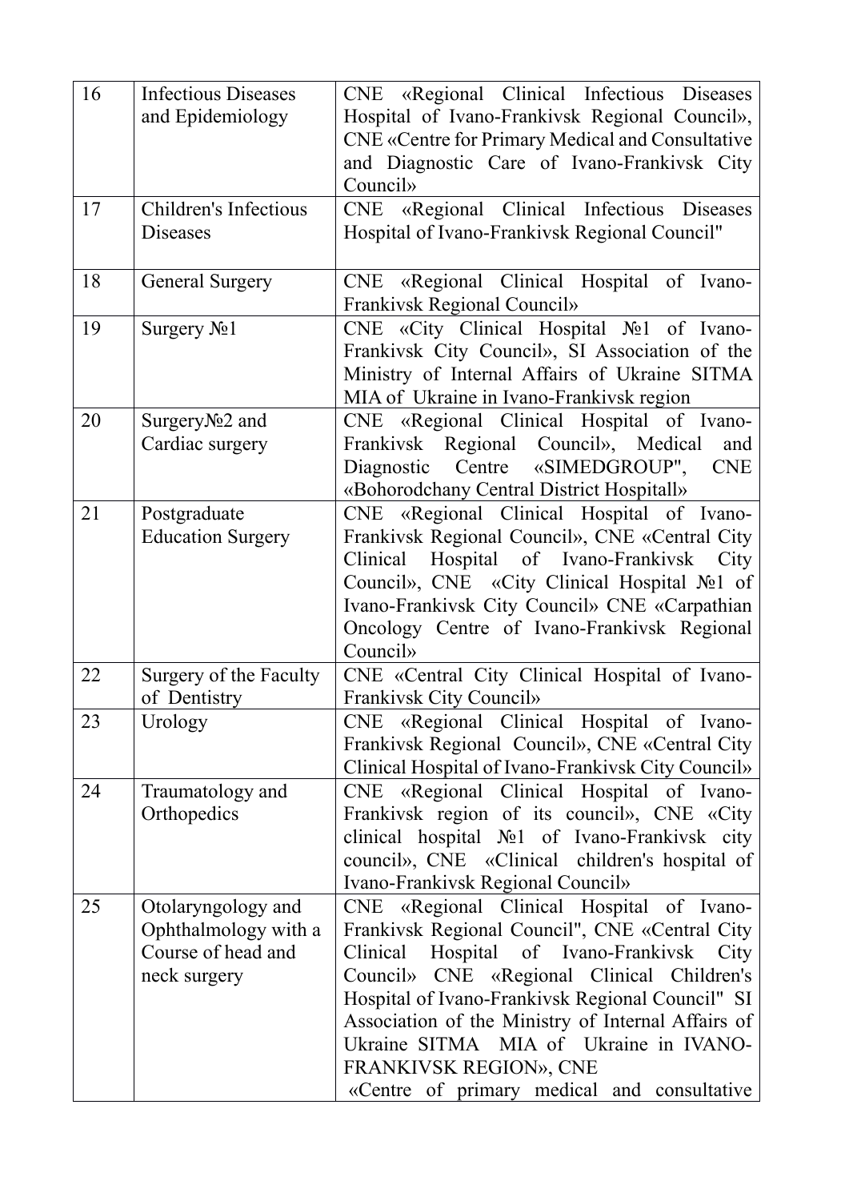| 16 | Infectious Diseases and Epidemiology | CNE «Regional Clinical Infectious Diseases Hospital of Ivano-Frankivsk Regional Council», CNE «Centre for Primary Medical and Consultative and Diagnostic Care of Ivano-Frankivsk City Council» |
|---|---|---|
| 17 | Children's Infectious Diseases | CNE «Regional Clinical Infectious Diseases Hospital of Ivano-Frankivsk Regional Council" |
| 18 | General Surgery | CNE «Regional Clinical Hospital of Ivano-Frankivsk Regional Council» |
| 19 | Surgery №1 | CNE «City Clinical Hospital №1 of Ivano-Frankivsk City Council», SI Association of the Ministry of Internal Affairs of Ukraine SITMA MIA of Ukraine in Ivano-Frankivsk region |
| 20 | Surgery№2 and Cardiac surgery | CNE «Regional Clinical Hospital of Ivano-Frankivsk Regional Council», Medical and Diagnostic Centre «SIMEDGROUP", CNE «Bohorodchany Central District Hospitall» |
| 21 | Postgraduate Education Surgery | CNE «Regional Clinical Hospital of Ivano-Frankivsk Regional Council», CNE «Central City Clinical Hospital of Ivano-Frankivsk City Council», CNE «City Clinical Hospital №1 of Ivano-Frankivsk City Council» CNE «Carpathian Oncology Centre of Ivano-Frankivsk Regional Council» |
| 22 | Surgery of the Faculty of Dentistry | CNE «Central City Clinical Hospital of Ivano-Frankivsk City Council» |
| 23 | Urology | CNE «Regional Clinical Hospital of Ivano-Frankivsk Regional Council», CNE «Central City Clinical Hospital of Ivano-Frankivsk City Council» |
| 24 | Traumatology and Orthopedics | CNE «Regional Clinical Hospital of Ivano-Frankivsk region of its council», CNE «City clinical hospital №1 of Ivano-Frankivsk city council», CNE «Clinical children's hospital of Ivano-Frankivsk Regional Council» |
| 25 | Otolaryngology and Ophthalmology with a Course of head and neck surgery | CNE «Regional Clinical Hospital of Ivano-Frankivsk Regional Council", CNE «Central City Clinical Hospital of Ivano-Frankivsk City Council» CNE «Regional Clinical Children's Hospital of Ivano-Frankivsk Regional Council" SI Association of the Ministry of Internal Affairs of Ukraine SITMA MIA of Ukraine in IVANO-FRANKIVSK REGION», CNE «Centre of primary medical and consultative |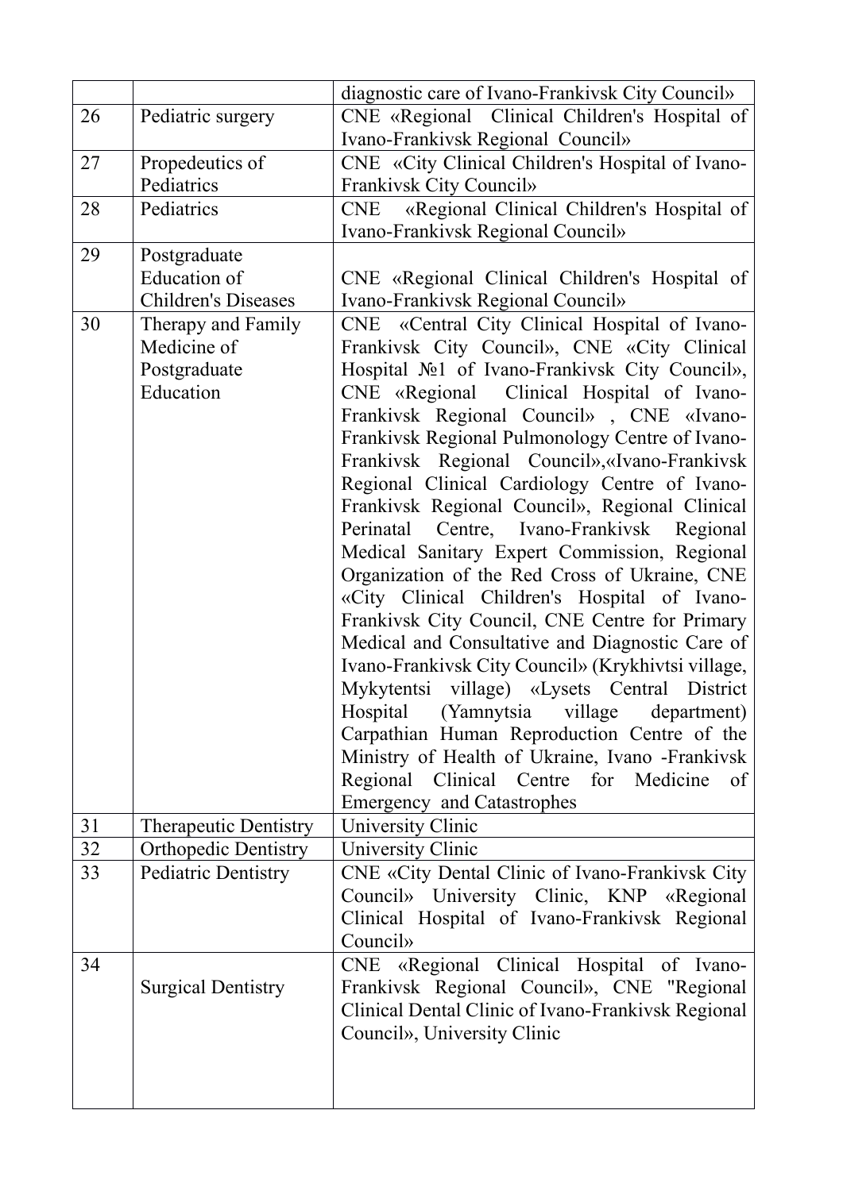| | | |
|---|---|---|
| | | diagnostic care of Ivano-Frankivsk City Council» |
| 26 | Pediatric surgery | CNE «Regional Clinical Children's Hospital of Ivano-Frankivsk Regional Council» |
| 27 | Propedeutics of Pediatrics | CNE «City Clinical Children's Hospital of Ivano-Frankivsk City Council» |
| 28 | Pediatrics | CNE «Regional Clinical Children's Hospital of Ivano-Frankivsk Regional Council» |
| 29 | Postgraduate Education of Children's Diseases | CNE «Regional Clinical Children's Hospital of Ivano-Frankivsk Regional Council» |
| 30 | Therapy and Family Medicine of Postgraduate Education | CNE «Central City Clinical Hospital of Ivano-Frankivsk City Council», CNE «City Clinical Hospital №1 of Ivano-Frankivsk City Council», CNE «Regional Clinical Hospital of Ivano-Frankivsk Regional Council» , CNE «Ivano-Frankivsk Regional Pulmonology Centre of Ivano-Frankivsk Regional Council»,«Ivano-Frankivsk Regional Clinical Cardiology Centre of Ivano-Frankivsk Regional Council», Regional Clinical Perinatal Centre, Ivano-Frankivsk Regional Medical Sanitary Expert Commission, Regional Organization of the Red Cross of Ukraine, CNE «City Clinical Children's Hospital of Ivano-Frankivsk City Council, CNE Centre for Primary Medical and Consultative and Diagnostic Care of Ivano-Frankivsk City Council» (Krykhivtsi village, Mykytentsi village) «Lysets Central District Hospital (Yamnytsia village department) Carpathian Human Reproduction Centre of the Ministry of Health of Ukraine, Ivano -Frankivsk Regional Clinical Centre for Medicine of Emergency and Catastrophes |
| 31 | Therapeutic Dentistry | University Clinic |
| 32 | Orthopedic Dentistry | University Clinic |
| 33 | Pediatric Dentistry | CNE «City Dental Clinic of Ivano-Frankivsk City Council» University Clinic, KNP «Regional Clinical Hospital of Ivano-Frankivsk Regional Council» |
| 34 | Surgical Dentistry | CNE «Regional Clinical Hospital of Ivano-Frankivsk Regional Council», CNE "Regional Clinical Dental Clinic of Ivano-Frankivsk Regional Council», University Clinic |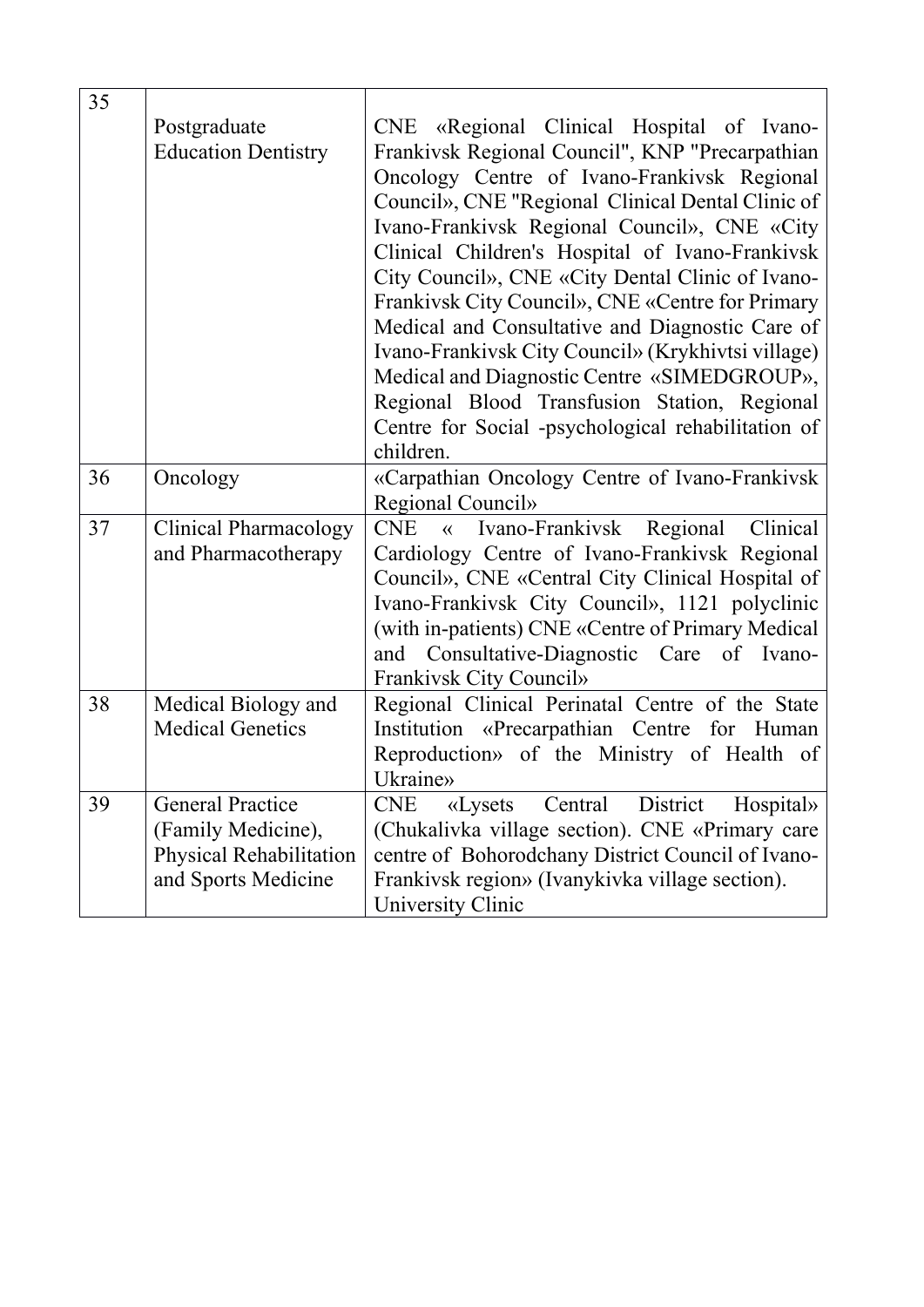| | | |
|---|---|---|
| 35 | Postgraduate Education Dentistry | CNE «Regional Clinical Hospital of Ivano-Frankivsk Regional Council", KNP "Precarpathian Oncology Centre of Ivano-Frankivsk Regional Council», CNE "Regional Clinical Dental Clinic of Ivano-Frankivsk Regional Council», CNE «City Clinical Children's Hospital of Ivano-Frankivsk City Council», CNE «City Dental Clinic of Ivano-Frankivsk City Council», CNE «Centre for Primary Medical and Consultative and Diagnostic Care of Ivano-Frankivsk City Council» (Krykhivtsi village) Medical and Diagnostic Centre «SIMEDGROUP», Regional Blood Transfusion Station, Regional Centre for Social -psychological rehabilitation of children. |
| 36 | Oncology | «Carpathian Oncology Centre of Ivano-Frankivsk Regional Council» |
| 37 | Clinical Pharmacology and Pharmacotherapy | CNE « Ivano-Frankivsk Regional Clinical Cardiology Centre of Ivano-Frankivsk Regional Council», CNE «Central City Clinical Hospital of Ivano-Frankivsk City Council», 1121 polyclinic (with in-patients) CNE «Centre of Primary Medical and Consultative-Diagnostic Care of Ivano-Frankivsk City Council» |
| 38 | Medical Biology and Medical Genetics | Regional Clinical Perinatal Centre of the State Institution «Precarpathian Centre for Human Reproduction» of the Ministry of Health of Ukraine» |
| 39 | General Practice (Family Medicine), Physical Rehabilitation and Sports Medicine | CNE «Lysets Central District Hospital» (Chukalivka village section). CNE «Primary care centre of Bohorodchany District Council of Ivano-Frankivsk region» (Ivanykivka village section). University Clinic |